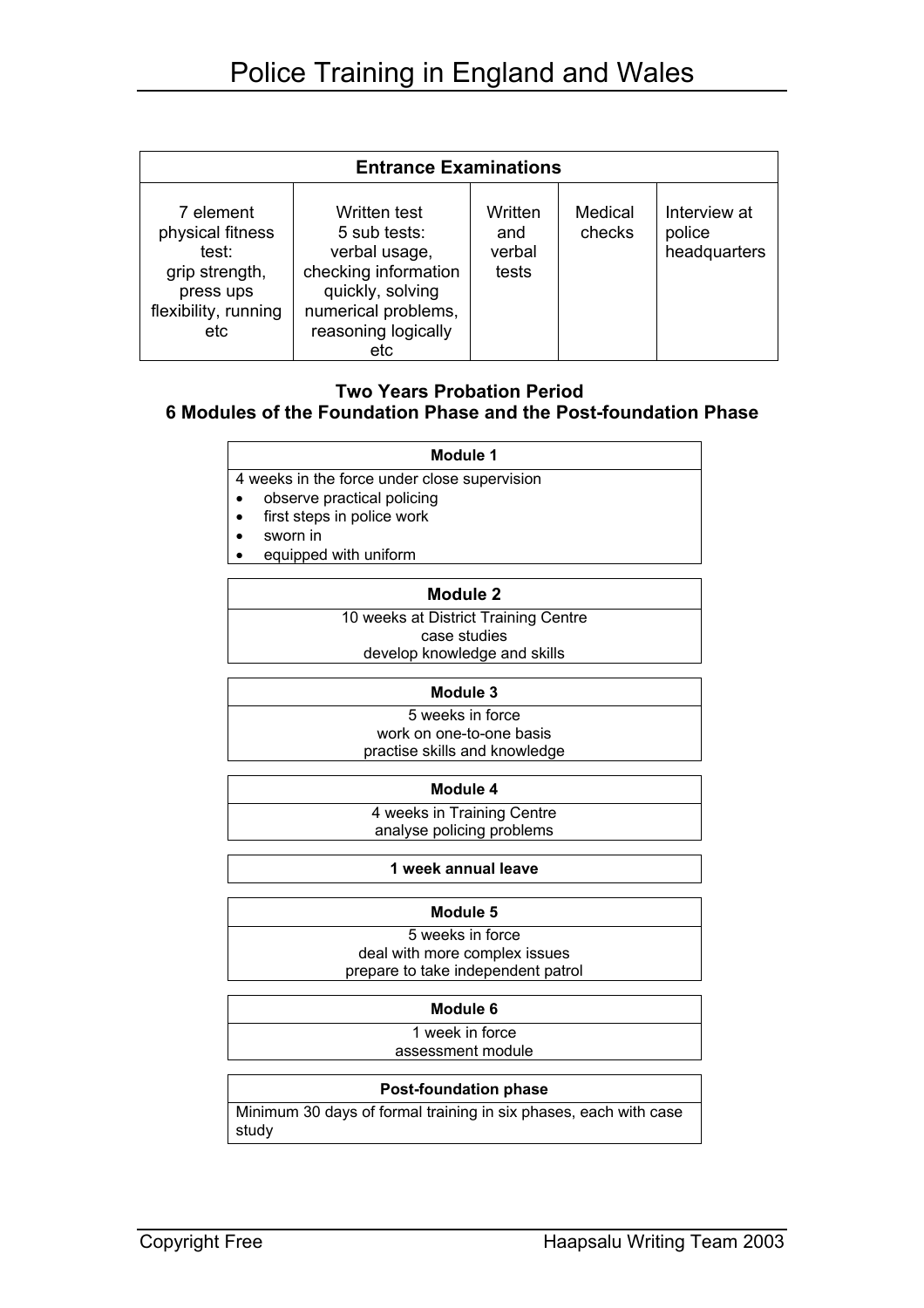# Police Training in England and Wales

| Entrance Examinations | | | | |
|---|---|---|---|---|
| 7 element physical fitness test: grip strength, press ups flexibility, running etc | Written test 5 sub tests: verbal usage, checking information quickly, solving numerical problems, reasoning logically etc | Written and verbal tests | Medical checks | Interview at police headquarters |

**Two Years Probation Period**
**6 Modules of the Foundation Phase and the Post-foundation Phase**

| Module 1 |
|---|
| 4 weeks in the force under close supervision<br>• observe practical policing<br>• first steps in police work<br>• sworn in<br>• equipped with uniform |

| Module 2 |
|---|
| 10 weeks at District Training Centre<br>case studies<br>develop knowledge and skills |

| Module 3 |
|---|
| 5 weeks in force<br>work on one-to-one basis<br>practise skills and knowledge |

| Module 4 |
|---|
| 4 weeks in Training Centre<br>analyse policing problems |

| 1 week annual leave |
|---|

| Module 5 |
|---|
| 5 weeks in force<br>deal with more complex issues<br>prepare to take independent patrol |

| Module 6 |
|---|
| 1 week in force<br>assessment module |

| Post-foundation phase |
|---|
| Minimum 30 days of formal training in six phases, each with case study |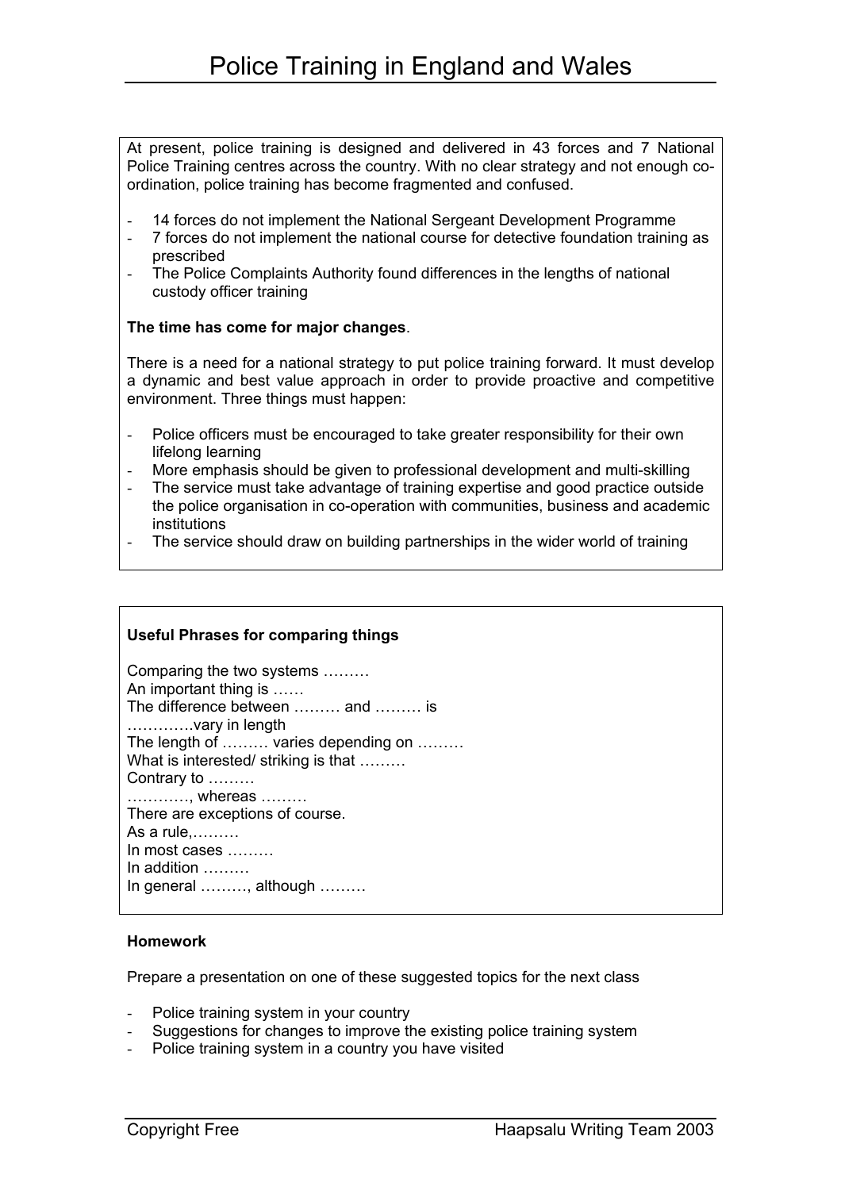# Police Training in England and Wales

At present, police training is designed and delivered in 43 forces and 7 National Police Training centres across the country. With no clear strategy and not enough co-ordination, police training has become fragmented and confused.

- 14 forces do not implement the National Sergeant Development Programme
- 7 forces do not implement the national course for detective foundation training as prescribed
- The Police Complaints Authority found differences in the lengths of national custody officer training

**The time has come for major changes**.

There is a need for a national strategy to put police training forward. It must develop a dynamic and best value approach in order to provide proactive and competitive environment. Three things must happen:

- Police officers must be encouraged to take greater responsibility for their own lifelong learning
- More emphasis should be given to professional development and multi-skilling
- The service must take advantage of training expertise and good practice outside the police organisation in co-operation with communities, business and academic institutions
- The service should draw on building partnerships in the wider world of training

**Useful Phrases for comparing things**

Comparing the two systems ………  
An important thing is ……  
The difference between ……… and ……… is  
…………vary in length  
The length of ……… varies depending on ………  
What is interested/ striking is that ………  
Contrary to ………  
…………, whereas ………  
There are exceptions of course.  
As a rule,………  
In most cases ………  
In addition ………  
In general ………, although ………

**Homework**

Prepare a presentation on one of these suggested topics for the next class

- Police training system in your country
- Suggestions for changes to improve the existing police training system
- Police training system in a country you have visited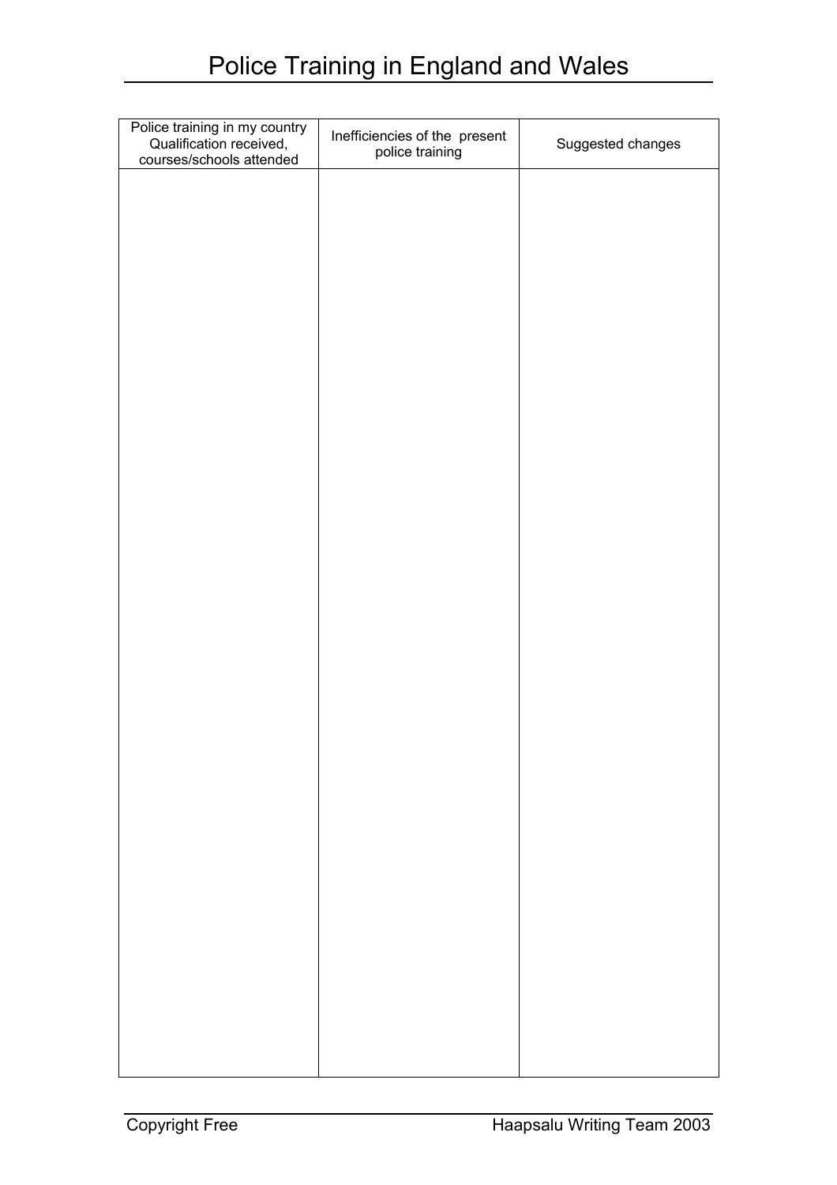# Police Training in England and Wales

| Police training in my country Qualification received, courses/schools attended | Inefficiencies of the present police training | Suggested changes |
|---|---|---|
| | | |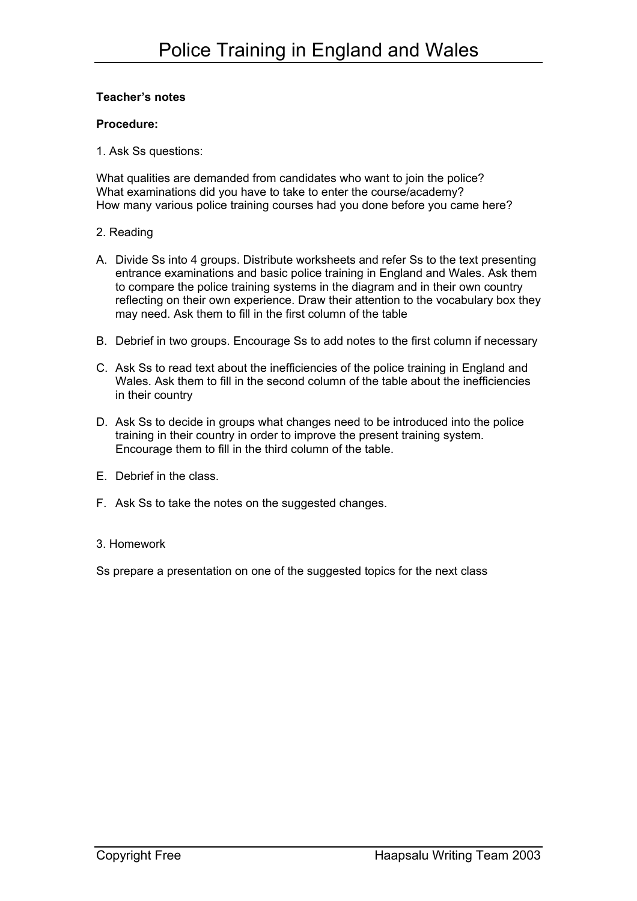# Police Training in England and Wales

**Teacher's notes**

**Procedure:**

1. Ask Ss questions:

What qualities are demanded from candidates who want to join the police?
What examinations did you have to take to enter the course/academy?
How many various police training courses had you done before you came here?

2. Reading

A. Divide Ss into 4 groups. Distribute worksheets and refer Ss to the text presenting entrance examinations and basic police training in England and Wales. Ask them to compare the police training systems in the diagram and in their own country reflecting on their own experience. Draw their attention to the vocabulary box they may need. Ask them to fill in the first column of the table

B. Debrief in two groups. Encourage Ss to add notes to the first column if necessary

C. Ask Ss to read text about the inefficiencies of the police training in England and Wales. Ask them to fill in the second column of the table about the inefficiencies in their country

D. Ask Ss to decide in groups what changes need to be introduced into the police training in their country in order to improve the present training system. Encourage them to fill in the third column of the table.

E. Debrief in the class.

F. Ask Ss to take the notes on the suggested changes.

3. Homework

Ss prepare a presentation on one of the suggested topics for the next class

Copyright Free | Haapsalu Writing Team 2003